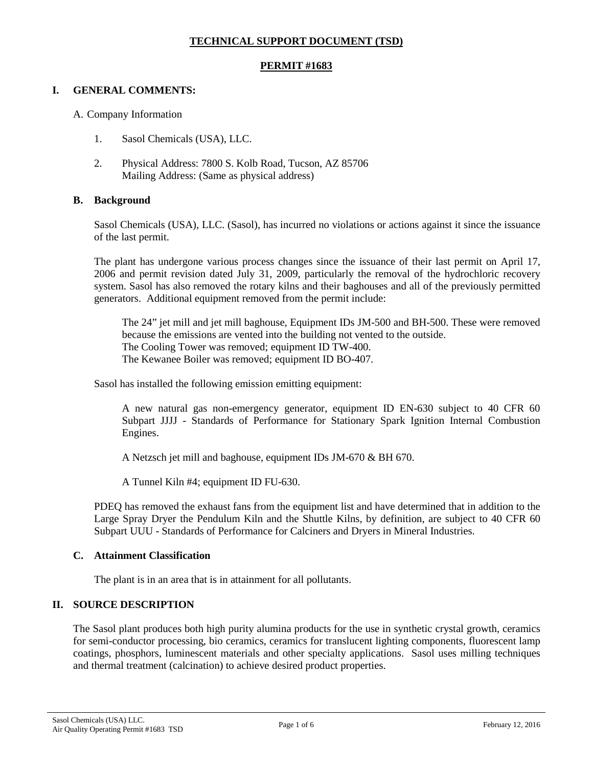**TECHNICAL SUPPORT DOCUMENT (TSD)**

**PERMIT #1683**

## I. GENERAL COMMENTS:

A. Company Information

1. Sasol Chemicals (USA), LLC.
2. Physical Address: 7800 S. Kolb Road, Tucson, AZ 85706
   Mailing Address: (Same as physical address)

### B. Background

Sasol Chemicals (USA), LLC. (Sasol), has incurred no violations or actions against it since the issuance of the last permit.

The plant has undergone various process changes since the issuance of their last permit on April 17, 2006 and permit revision dated July 31, 2009, particularly the removal of the hydrochloric recovery system. Sasol has also removed the rotary kilns and their baghouses and all of the previously permitted generators. Additional equipment removed from the permit include:

> The 24" jet mill and jet mill baghouse, Equipment IDs JM-500 and BH-500. These were removed because the emissions are vented into the building not vented to the outside.
> The Cooling Tower was removed; equipment ID TW-400.
> The Kewanee Boiler was removed; equipment ID BO-407.

Sasol has installed the following emission emitting equipment:

> A new natural gas non-emergency generator, equipment ID EN-630 subject to 40 CFR 60 Subpart JJJJ - Standards of Performance for Stationary Spark Ignition Internal Combustion Engines.
>
> A Netzsch jet mill and baghouse, equipment IDs JM-670 & BH 670.
>
> A Tunnel Kiln #4; equipment ID FU-630.

PDEQ has removed the exhaust fans from the equipment list and have determined that in addition to the Large Spray Dryer the Pendulum Kiln and the Shuttle Kilns, by definition, are subject to 40 CFR 60 Subpart UUU - Standards of Performance for Calciners and Dryers in Mineral Industries.

### C. Attainment Classification

The plant is in an area that is in attainment for all pollutants.

## II. SOURCE DESCRIPTION

The Sasol plant produces both high purity alumina products for the use in synthetic crystal growth, ceramics for semi-conductor processing, bio ceramics, ceramics for translucent lighting components, fluorescent lamp coatings, phosphors, luminescent materials and other specialty applications. Sasol uses milling techniques and thermal treatment (calcination) to achieve desired product properties.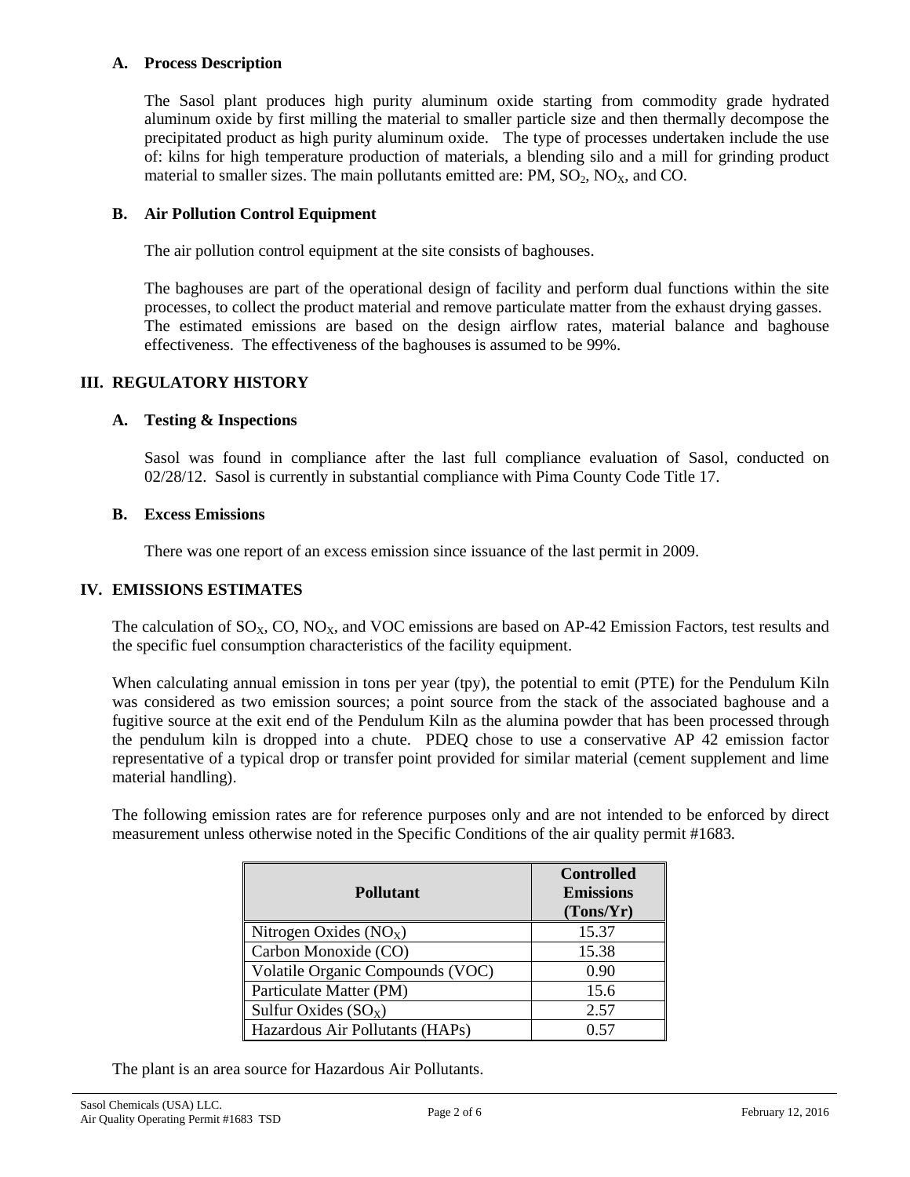### A. Process Description

The Sasol plant produces high purity aluminum oxide starting from commodity grade hydrated aluminum oxide by first milling the material to smaller particle size and then thermally decompose the precipitated product as high purity aluminum oxide. The type of processes undertaken include the use of: kilns for high temperature production of materials, a blending silo and a mill for grinding product material to smaller sizes. The main pollutants emitted are: PM, $SO_2$, $NO_X$, and CO.

### B. Air Pollution Control Equipment

The air pollution control equipment at the site consists of baghouses.

The baghouses are part of the operational design of facility and perform dual functions within the site processes, to collect the product material and remove particulate matter from the exhaust drying gasses. The estimated emissions are based on the design airflow rates, material balance and baghouse effectiveness. The effectiveness of the baghouses is assumed to be 99%.

## III. REGULATORY HISTORY

### A. Testing & Inspections

Sasol was found in compliance after the last full compliance evaluation of Sasol, conducted on 02/28/12. Sasol is currently in substantial compliance with Pima County Code Title 17.

### B. Excess Emissions

There was one report of an excess emission since issuance of the last permit in 2009.

## IV. EMISSIONS ESTIMATES

The calculation of $SO_X$, CO, $NO_X$, and VOC emissions are based on AP-42 Emission Factors, test results and the specific fuel consumption characteristics of the facility equipment.

When calculating annual emission in tons per year (tpy), the potential to emit (PTE) for the Pendulum Kiln was considered as two emission sources; a point source from the stack of the associated baghouse and a fugitive source at the exit end of the Pendulum Kiln as the alumina powder that has been processed through the pendulum kiln is dropped into a chute. PDEQ chose to use a conservative AP 42 emission factor representative of a typical drop or transfer point provided for similar material (cement supplement and lime material handling).

The following emission rates are for reference purposes only and are not intended to be enforced by direct measurement unless otherwise noted in the Specific Conditions of the air quality permit #1683.

| Pollutant | Controlled Emissions (Tons/Yr) |
|---|---|
| Nitrogen Oxides ($NO_X$) | 15.37 |
| Carbon Monoxide (CO) | 15.38 |
| Volatile Organic Compounds (VOC) | 0.90 |
| Particulate Matter (PM) | 15.6 |
| Sulfur Oxides ($SO_X$) | 2.57 |
| Hazardous Air Pollutants (HAPs) | 0.57 |

The plant is an area source for Hazardous Air Pollutants.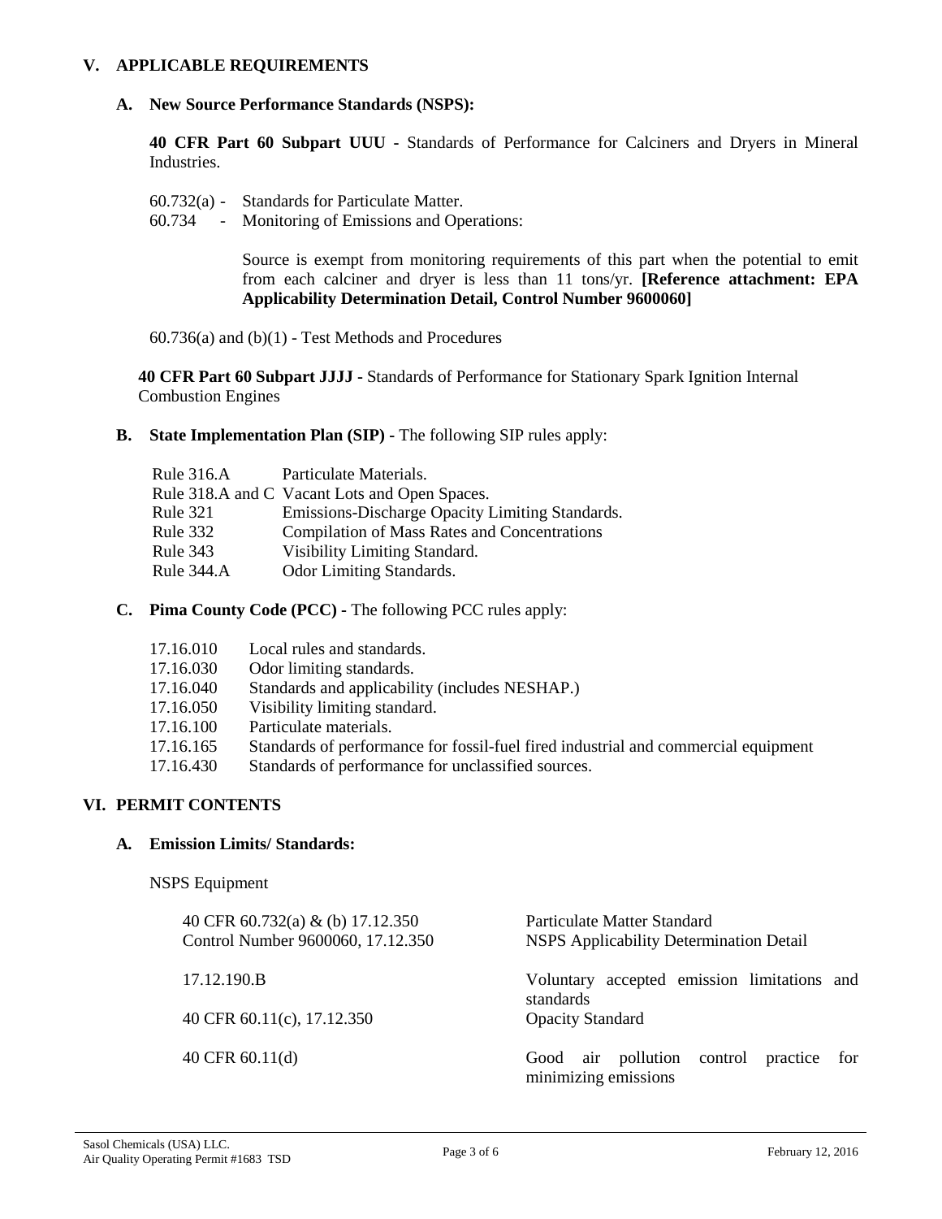## V. APPLICABLE REQUIREMENTS

### A. New Source Performance Standards (NSPS):

**40 CFR Part 60 Subpart UUU -** Standards of Performance for Calciners and Dryers in Mineral Industries.

60.732(a) - Standards for Particulate Matter.
60.734 - Monitoring of Emissions and Operations:

Source is exempt from monitoring requirements of this part when the potential to emit from each calciner and dryer is less than 11 tons/yr. **[Reference attachment: EPA Applicability Determination Detail, Control Number 9600060]**

60.736(a) and (b)(1) - Test Methods and Procedures

**40 CFR Part 60 Subpart JJJJ -** Standards of Performance for Stationary Spark Ignition Internal Combustion Engines

### B. State Implementation Plan (SIP) - The following SIP rules apply:

| | |
|---|---|
| Rule 316.A | Particulate Materials. |
| Rule 318.A and C | Vacant Lots and Open Spaces. |
| Rule 321 | Emissions-Discharge Opacity Limiting Standards. |
| Rule 332 | Compilation of Mass Rates and Concentrations |
| Rule 343 | Visibility Limiting Standard. |
| Rule 344.A | Odor Limiting Standards. |

### C. Pima County Code (PCC) - The following PCC rules apply:

| | |
|---|---|
| 17.16.010 | Local rules and standards. |
| 17.16.030 | Odor limiting standards. |
| 17.16.040 | Standards and applicability (includes NESHAP.) |
| 17.16.050 | Visibility limiting standard. |
| 17.16.100 | Particulate materials. |
| 17.16.165 | Standards of performance for fossil-fuel fired industrial and commercial equipment |
| 17.16.430 | Standards of performance for unclassified sources. |

## VI. PERMIT CONTENTS

### A. Emission Limits/ Standards:

NSPS Equipment

| | |
|---|---|
| 40 CFR 60.732(a) & (b) 17.12.350 | Particulate Matter Standard |
| Control Number 9600060, 17.12.350 | NSPS Applicability Determination Detail |
| 17.12.190.B | Voluntary accepted emission limitations and standards |
| 40 CFR 60.11(c), 17.12.350 | Opacity Standard |
| 40 CFR 60.11(d) | Good air pollution control practice for minimizing emissions |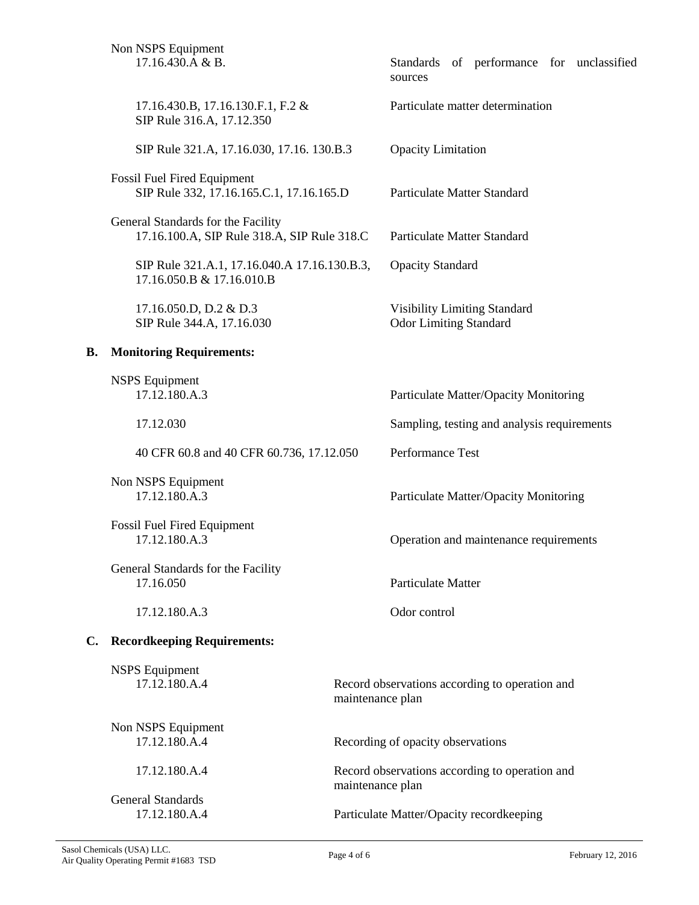Non NSPS Equipment

| | |
|---|---|
| 17.16.430.A & B. | Standards of performance for unclassified sources |
| 17.16.430.B, 17.16.130.F.1, F.2 & SIP Rule 316.A, 17.12.350 | Particulate matter determination |
| SIP Rule 321.A, 17.16.030, 17.16. 130.B.3 | Opacity Limitation |

Fossil Fuel Fired Equipment

| | |
|---|---|
| SIP Rule 332, 17.16.165.C.1, 17.16.165.D | Particulate Matter Standard |

General Standards for the Facility

| | |
|---|---|
| 17.16.100.A, SIP Rule 318.A, SIP Rule 318.C | Particulate Matter Standard |
| SIP Rule 321.A.1, 17.16.040.A 17.16.130.B.3, 17.16.050.B & 17.16.010.B | Opacity Standard |
| 17.16.050.D, D.2 & D.3 | Visibility Limiting Standard |
| SIP Rule 344.A, 17.16.030 | Odor Limiting Standard |

## B. Monitoring Requirements:

NSPS Equipment

| | |
|---|---|
| 17.12.180.A.3 | Particulate Matter/Opacity Monitoring |
| 17.12.030 | Sampling, testing and analysis requirements |
| 40 CFR 60.8 and 40 CFR 60.736, 17.12.050 | Performance Test |

Non NSPS Equipment

| | |
|---|---|
| 17.12.180.A.3 | Particulate Matter/Opacity Monitoring |

Fossil Fuel Fired Equipment

| | |
|---|---|
| 17.12.180.A.3 | Operation and maintenance requirements |

General Standards for the Facility

| | |
|---|---|
| 17.16.050 | Particulate Matter |
| 17.12.180.A.3 | Odor control |

## C. Recordkeeping Requirements:

NSPS Equipment

| | |
|---|---|
| 17.12.180.A.4 | Record observations according to operation and maintenance plan |

Non NSPS Equipment

| | |
|---|---|
| 17.12.180.A.4 | Recording of opacity observations |
| 17.12.180.A.4 | Record observations according to operation and maintenance plan |

General Standards

| | |
|---|---|
| 17.12.180.A.4 | Particulate Matter/Opacity recordkeeping |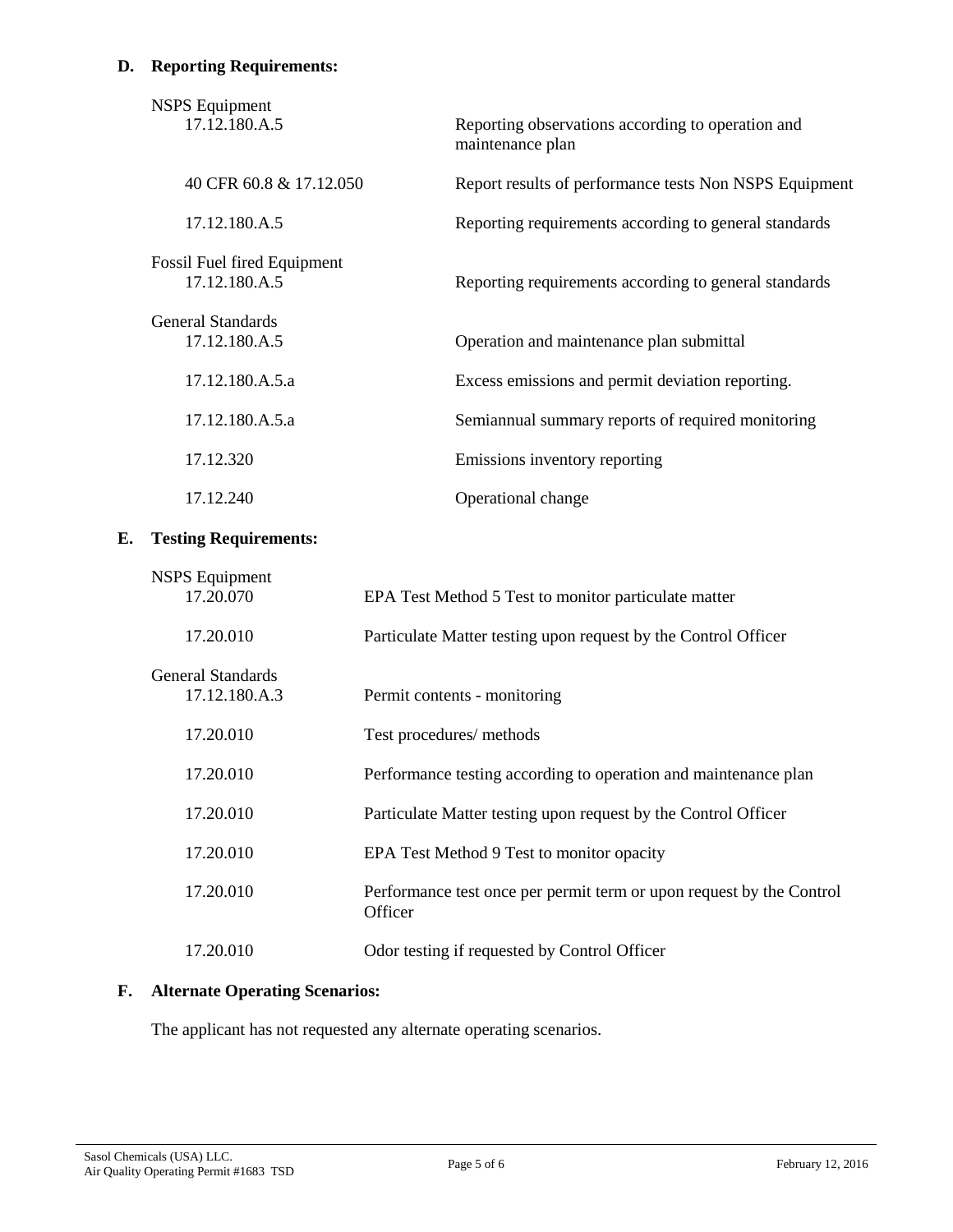## D. Reporting Requirements:

| | |
|---|---|
| NSPS Equipment | |
| 17.12.180.A.5 | Reporting observations according to operation and maintenance plan |
| 40 CFR 60.8 & 17.12.050 | Report results of performance tests Non NSPS Equipment |
| 17.12.180.A.5 | Reporting requirements according to general standards |
| Fossil Fuel fired Equipment | |
| 17.12.180.A.5 | Reporting requirements according to general standards |
| General Standards | |
| 17.12.180.A.5 | Operation and maintenance plan submittal |
| 17.12.180.A.5.a | Excess emissions and permit deviation reporting. |
| 17.12.180.A.5.a | Semiannual summary reports of required monitoring |
| 17.12.320 | Emissions inventory reporting |
| 17.12.240 | Operational change |

## E. Testing Requirements:

| | |
|---|---|
| NSPS Equipment | |
| 17.20.070 | EPA Test Method 5 Test to monitor particulate matter |
| 17.20.010 | Particulate Matter testing upon request by the Control Officer |
| General Standards | |
| 17.12.180.A.3 | Permit contents - monitoring |
| 17.20.010 | Test procedures/ methods |
| 17.20.010 | Performance testing according to operation and maintenance plan |
| 17.20.010 | Particulate Matter testing upon request by the Control Officer |
| 17.20.010 | EPA Test Method 9 Test to monitor opacity |
| 17.20.010 | Performance test once per permit term or upon request by the Control Officer |
| 17.20.010 | Odor testing if requested by Control Officer |

## F. Alternate Operating Scenarios:

The applicant has not requested any alternate operating scenarios.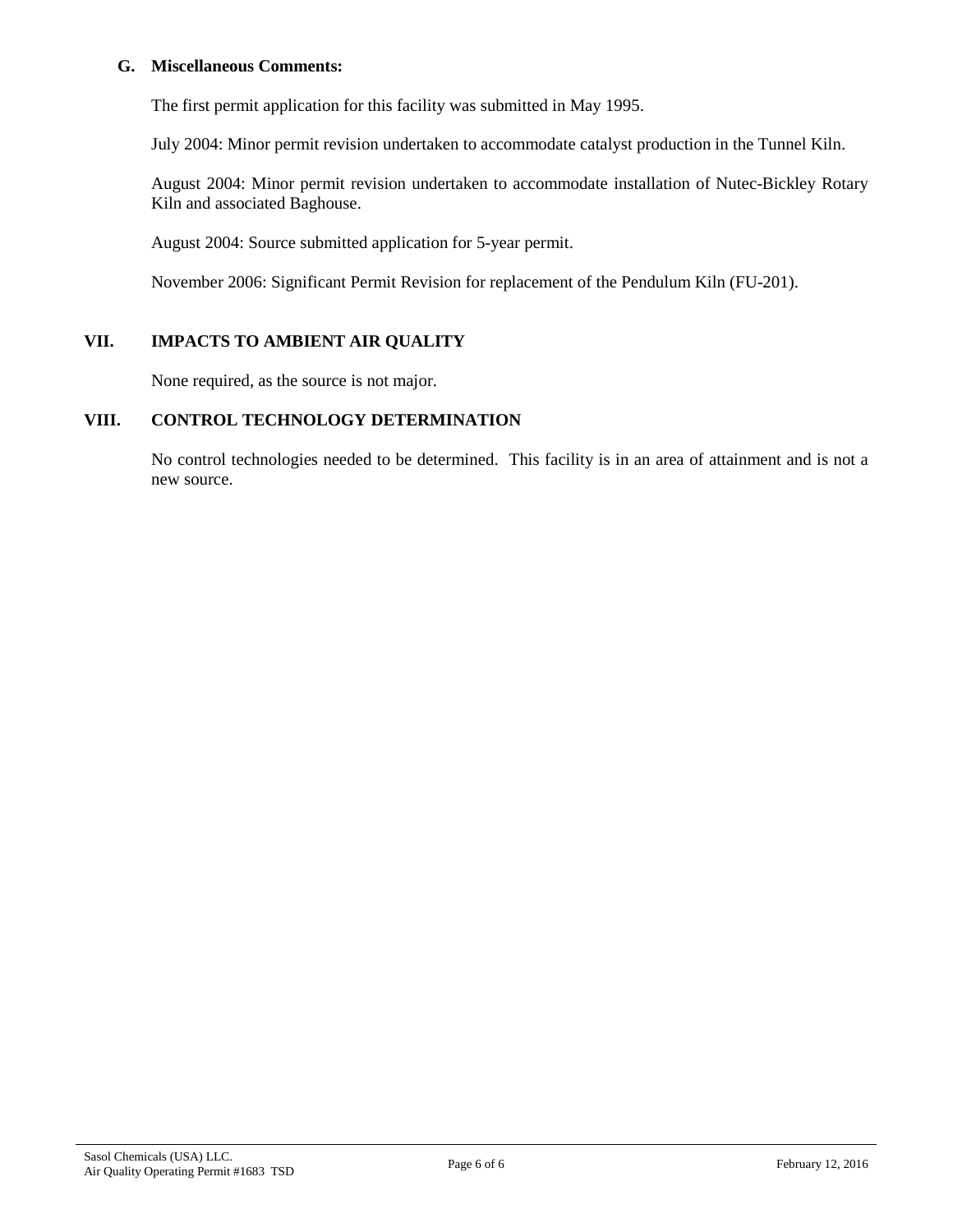### G. Miscellaneous Comments:

The first permit application for this facility was submitted in May 1995.

July 2004: Minor permit revision undertaken to accommodate catalyst production in the Tunnel Kiln.

August 2004: Minor permit revision undertaken to accommodate installation of Nutec-Bickley Rotary Kiln and associated Baghouse.

August 2004: Source submitted application for 5-year permit.

November 2006: Significant Permit Revision for replacement of the Pendulum Kiln (FU-201).

## VII. IMPACTS TO AMBIENT AIR QUALITY

None required, as the source is not major.

## VIII. CONTROL TECHNOLOGY DETERMINATION

No control technologies needed to be determined. This facility is in an area of attainment and is not a new source.